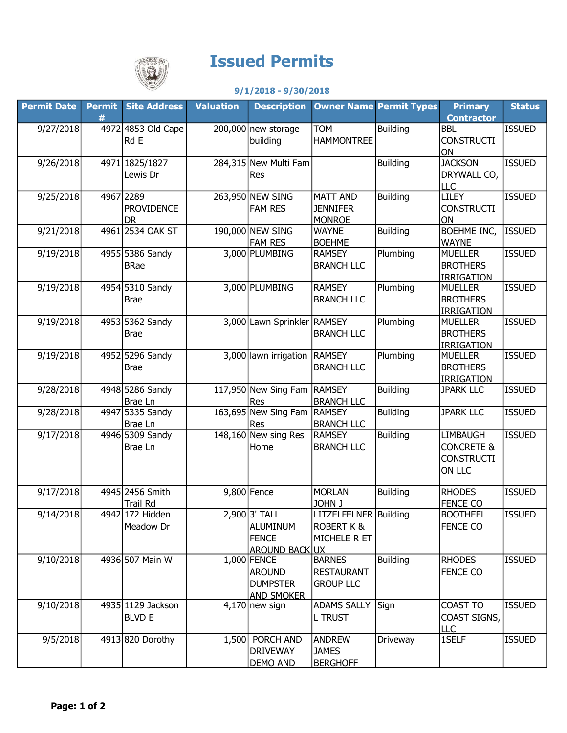# Issued Permits

**9/1/2018 - 9/30/2018**

| Permit Date | Permit # | Site Address | Valuation | Description | Owner Name | Permit Types | Primary Contractor | Status |
|---|---|---|---|---|---|---|---|---|
| 9/27/2018 | 4972 | 4853 Old Cape Rd E | 200,000 | new storage building | TOM HAMMONTREE | Building | BBL CONSTRUCTION | ISSUED |
| 9/26/2018 | 4971 | 1825/1827 Lewis Dr | 284,315 | New Multi Fam Res | | Building | JACKSON DRYWALL CO, LLC | ISSUED |
| 9/25/2018 | 4967 | 2289 PROVIDENCE DR | 263,950 | NEW SING FAM RES | MATT AND JENNIFER MONROE | Building | LILEY CONSTRUCTION | ISSUED |
| 9/21/2018 | 4961 | 2534 OAK ST | 190,000 | NEW SING FAM RES | WAYNE BOEHME | Building | BOEHME INC, WAYNE | ISSUED |
| 9/19/2018 | 4955 | 5386 Sandy BRae | 3,000 | PLUMBING | RAMSEY BRANCH LLC | Plumbing | MUELLER BROTHERS IRRIGATION | ISSUED |
| 9/19/2018 | 4954 | 5310 Sandy Brae | 3,000 | PLUMBING | RAMSEY BRANCH LLC | Plumbing | MUELLER BROTHERS IRRIGATION | ISSUED |
| 9/19/2018 | 4953 | 5362 Sandy Brae | 3,000 | Lawn Sprinkler | RAMSEY BRANCH LLC | Plumbing | MUELLER BROTHERS IRRIGATION | ISSUED |
| 9/19/2018 | 4952 | 5296 Sandy Brae | 3,000 | lawn irrigation | RAMSEY BRANCH LLC | Plumbing | MUELLER BROTHERS IRRIGATION | ISSUED |
| 9/28/2018 | 4948 | 5286 Sandy Brae Ln | 117,950 | New Sing Fam Res | RAMSEY BRANCH LLC | Building | JPARK LLC | ISSUED |
| 9/28/2018 | 4947 | 5335 Sandy Brae Ln | 163,695 | New Sing Fam Res | RAMSEY BRANCH LLC | Building | JPARK LLC | ISSUED |
| 9/17/2018 | 4946 | 5309 Sandy Brae Ln | 148,160 | New sing Res Home | RAMSEY BRANCH LLC | Building | LIMBAUGH CONCRETE & CONSTRUCTION LLC | ISSUED |
| 9/17/2018 | 4945 | 2456 Smith Trail Rd | 9,800 | Fence | MORLAN JOHN J | Building | RHODES FENCE CO | ISSUED |
| 9/14/2018 | 4942 | 172 Hidden Meadow Dr | 2,900 | 3' TALL ALUMINUM FENCE AROUND BACK | LITZELFELNER ROBERT K & MICHELE R ET UX | Building | BOOTHEEL FENCE CO | ISSUED |
| 9/10/2018 | 4936 | 507 Main W | 1,000 | FENCE AROUND DUMPSTER AND SMOKER | BARNES RESTAURANT GROUP LLC | Building | RHODES FENCE CO | ISSUED |
| 9/10/2018 | 4935 | 1129 Jackson BLVD E | 4,170 | new sign | ADAMS SALLY L TRUST | Sign | COAST TO COAST SIGNS, LLC | ISSUED |
| 9/5/2018 | 4913 | 820 Dorothy | 1,500 | PORCH AND DRIVEWAY DEMO AND | ANDREW JAMES BERGHOFF | Driveway | 1SELF | ISSUED |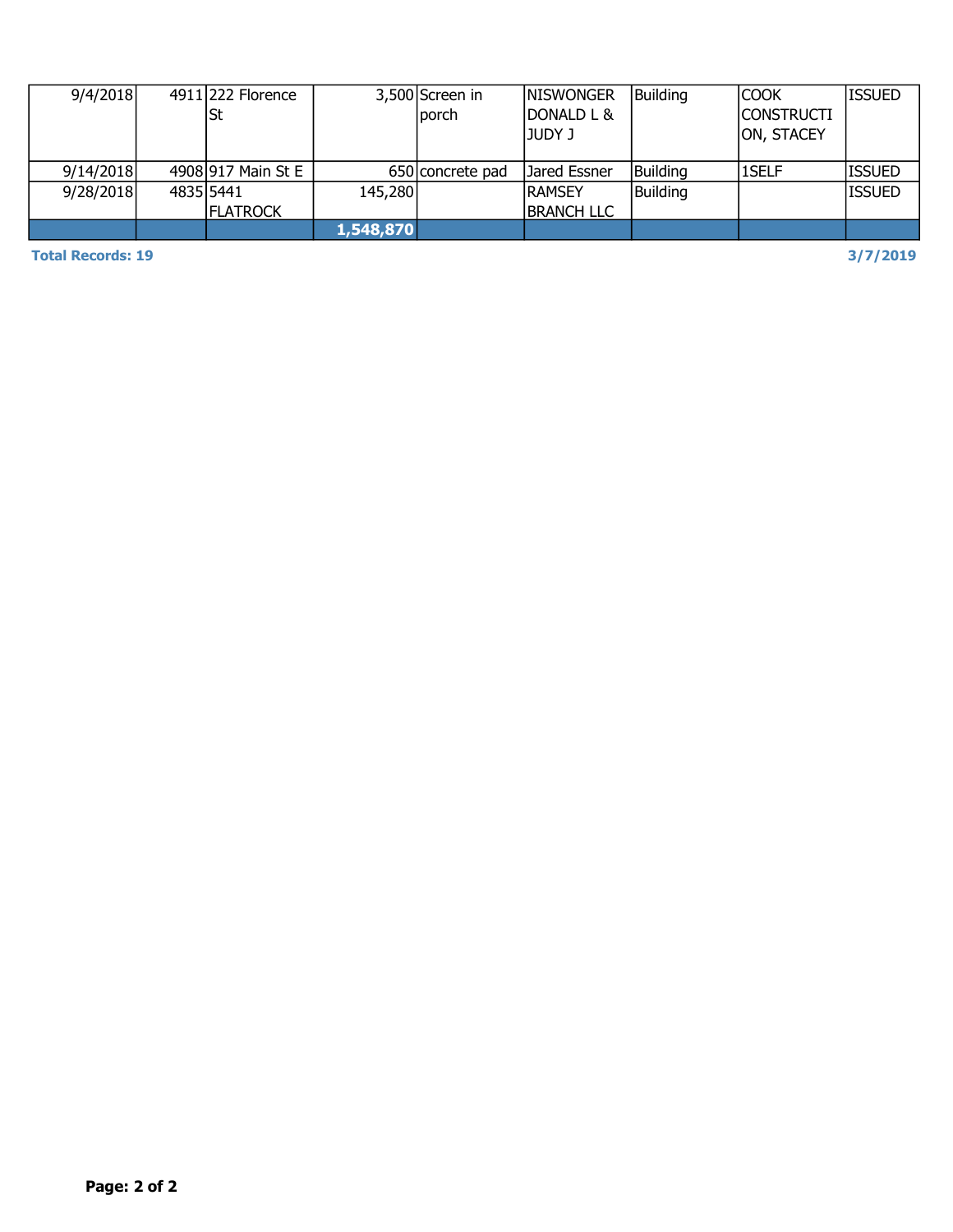| | | | | | | | | |
|---|---|---|---|---|---|---|---|---|
| 9/4/2018 | 4911 | 222 Florence St | 3,500 | Screen in porch | NISWONGER DONALD L & JUDY J | Building | COOK CONSTRUCTION, STACEY | ISSUED |
| 9/14/2018 | 4908 | 917 Main St E | 650 | concrete pad | Jared Essner | Building | 1SELF | ISSUED |
| 9/28/2018 | 4835 | 5441 FLATROCK | 145,280 | | RAMSEY BRANCH LLC | Building | | ISSUED |
| | | | **1,548,870** | | | | | |

**Total Records: 19** **3/7/2019**